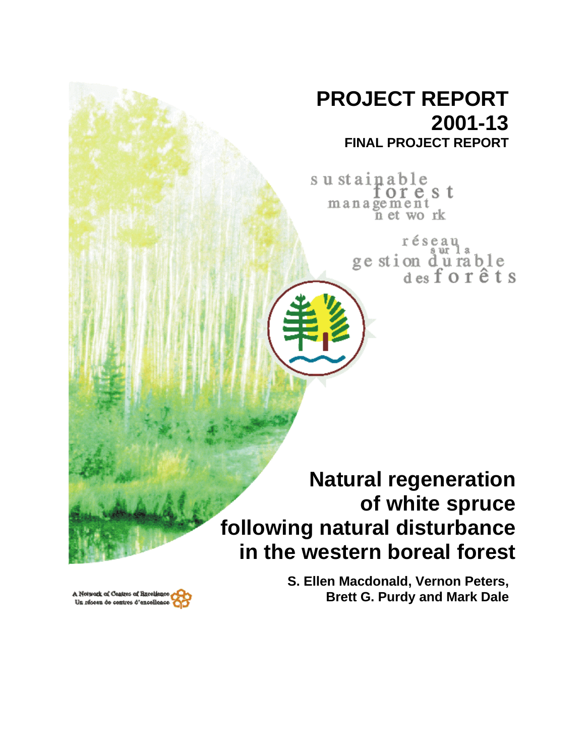# PROJECT REPORT 2001-13

**FINAL PROJECT REPORT**

sustainable forest management network

réseau sur la gestion durable des forêts

# Natural regeneration of white spruce following natural disturbance in the western boreal forest

**S. Ellen Macdonald, Vernon Peters, Brett G. Purdy and Mark Dale**

A Network of Centres of Excellence
Un réseau de centres d'excellence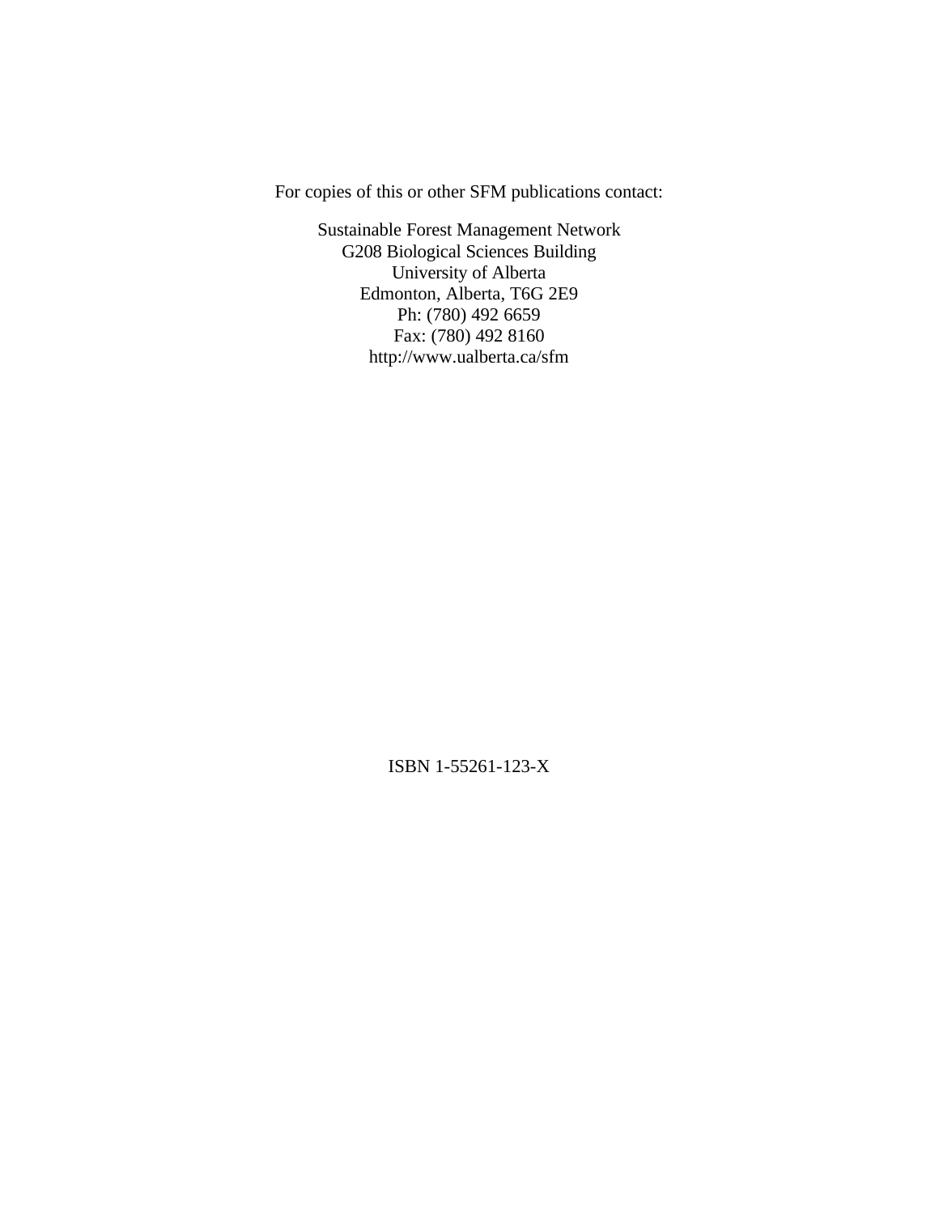For copies of this or other SFM publications contact:

Sustainable Forest Management Network
G208 Biological Sciences Building
University of Alberta
Edmonton, Alberta, T6G 2E9
Ph: (780) 492 6659
Fax: (780) 492 8160
http://www.ualberta.ca/sfm

ISBN 1-55261-123-X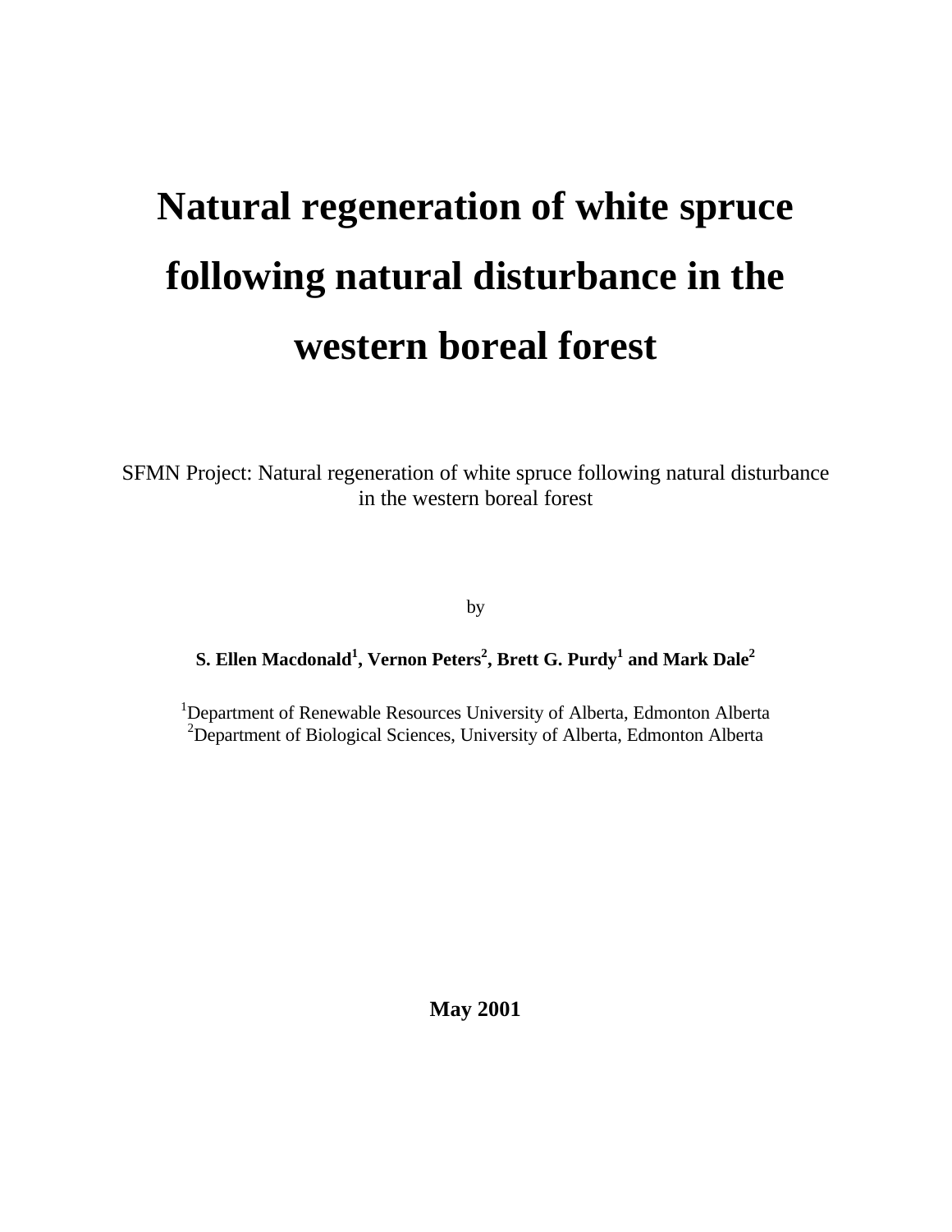# Natural regeneration of white spruce following natural disturbance in the western boreal forest

SFMN Project: Natural regeneration of white spruce following natural disturbance in the western boreal forest

by

**S. Ellen Macdonald[1], Vernon Peters[2], Brett G. Purdy[1] and Mark Dale[2]**

[1]Department of Renewable Resources University of Alberta, Edmonton Alberta
[2]Department of Biological Sciences, University of Alberta, Edmonton Alberta

**May 2001**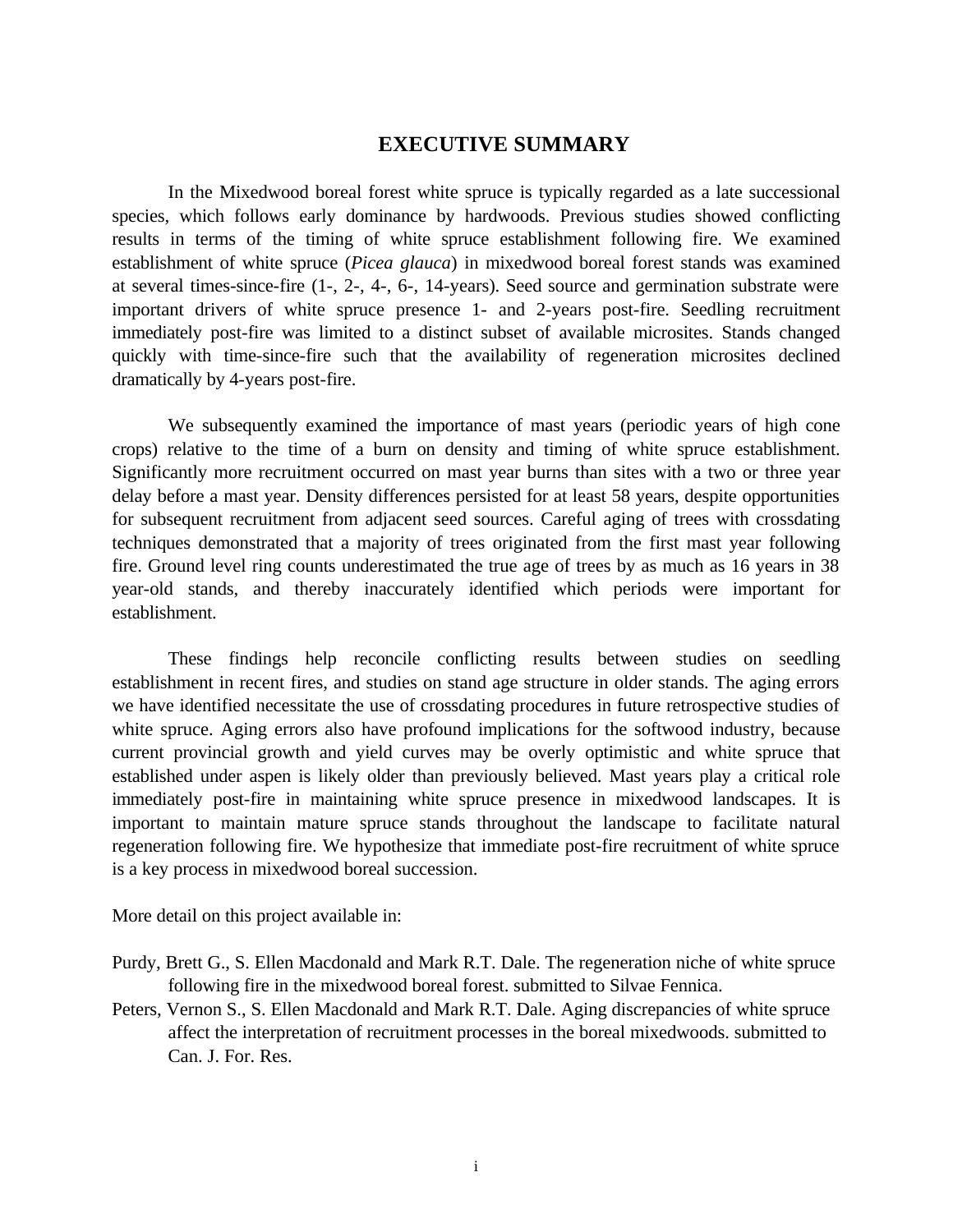# EXECUTIVE SUMMARY

In the Mixedwood boreal forest white spruce is typically regarded as a late successional species, which follows early dominance by hardwoods. Previous studies showed conflicting results in terms of the timing of white spruce establishment following fire. We examined establishment of white spruce (*Picea glauca*) in mixedwood boreal forest stands was examined at several times-since-fire (1-, 2-, 4-, 6-, 14-years). Seed source and germination substrate were important drivers of white spruce presence 1- and 2-years post-fire. Seedling recruitment immediately post-fire was limited to a distinct subset of available microsites. Stands changed quickly with time-since-fire such that the availability of regeneration microsites declined dramatically by 4-years post-fire.

We subsequently examined the importance of mast years (periodic years of high cone crops) relative to the time of a burn on density and timing of white spruce establishment. Significantly more recruitment occurred on mast year burns than sites with a two or three year delay before a mast year. Density differences persisted for at least 58 years, despite opportunities for subsequent recruitment from adjacent seed sources. Careful aging of trees with crossdating techniques demonstrated that a majority of trees originated from the first mast year following fire. Ground level ring counts underestimated the true age of trees by as much as 16 years in 38 year-old stands, and thereby inaccurately identified which periods were important for establishment.

These findings help reconcile conflicting results between studies on seedling establishment in recent fires, and studies on stand age structure in older stands. The aging errors we have identified necessitate the use of crossdating procedures in future retrospective studies of white spruce. Aging errors also have profound implications for the softwood industry, because current provincial growth and yield curves may be overly optimistic and white spruce that established under aspen is likely older than previously believed. Mast years play a critical role immediately post-fire in maintaining white spruce presence in mixedwood landscapes. It is important to maintain mature spruce stands throughout the landscape to facilitate natural regeneration following fire. We hypothesize that immediate post-fire recruitment of white spruce is a key process in mixedwood boreal succession.

More detail on this project available in:

Purdy, Brett G., S. Ellen Macdonald and Mark R.T. Dale. The regeneration niche of white spruce following fire in the mixedwood boreal forest. submitted to Silvae Fennica.

Peters, Vernon S., S. Ellen Macdonald and Mark R.T. Dale. Aging discrepancies of white spruce affect the interpretation of recruitment processes in the boreal mixedwoods. submitted to Can. J. For. Res.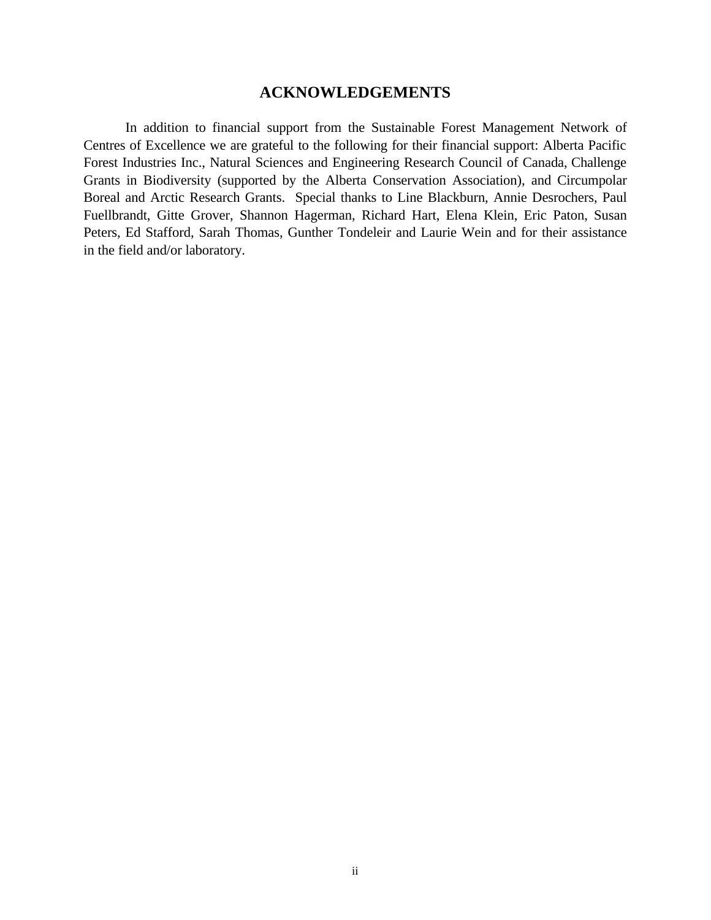# ACKNOWLEDGEMENTS

In addition to financial support from the Sustainable Forest Management Network of Centres of Excellence we are grateful to the following for their financial support: Alberta Pacific Forest Industries Inc., Natural Sciences and Engineering Research Council of Canada, Challenge Grants in Biodiversity (supported by the Alberta Conservation Association), and Circumpolar Boreal and Arctic Research Grants. Special thanks to Line Blackburn, Annie Desrochers, Paul Fuellbrandt, Gitte Grover, Shannon Hagerman, Richard Hart, Elena Klein, Eric Paton, Susan Peters, Ed Stafford, Sarah Thomas, Gunther Tondeleir and Laurie Wein and for their assistance in the field and/or laboratory.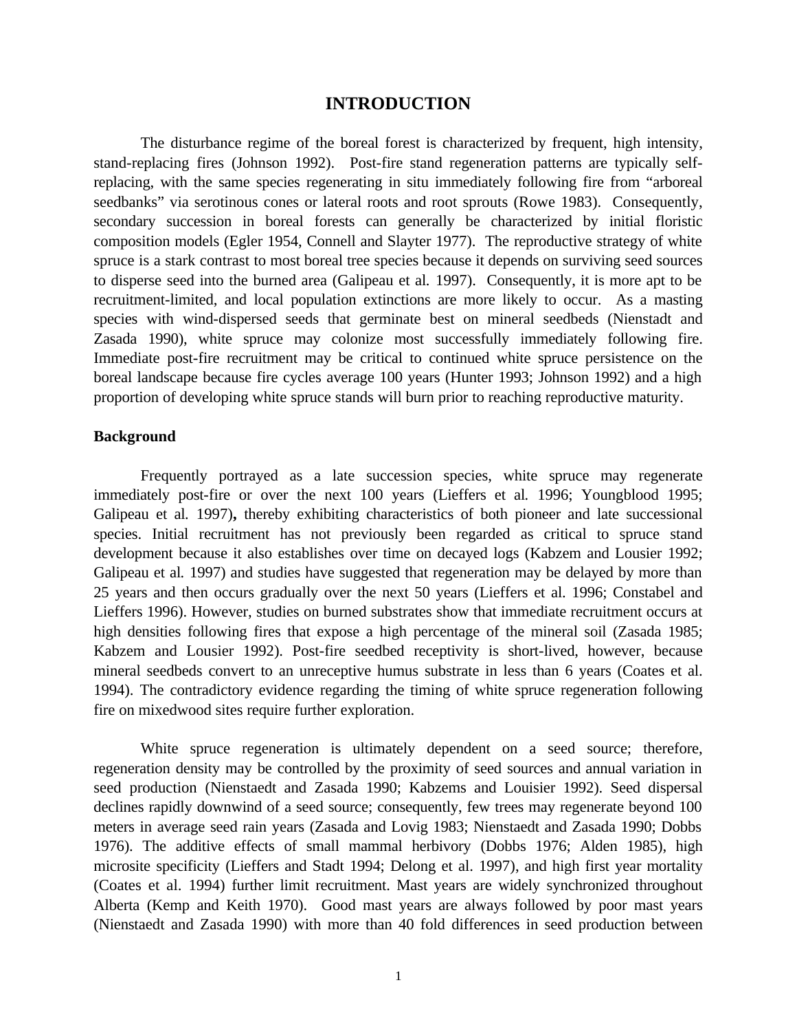# INTRODUCTION

The disturbance regime of the boreal forest is characterized by frequent, high intensity, stand-replacing fires (Johnson 1992). Post-fire stand regeneration patterns are typically self-replacing, with the same species regenerating in situ immediately following fire from "arboreal seedbanks" via serotinous cones or lateral roots and root sprouts (Rowe 1983). Consequently, secondary succession in boreal forests can generally be characterized by initial floristic composition models (Egler 1954, Connell and Slayter 1977). The reproductive strategy of white spruce is a stark contrast to most boreal tree species because it depends on surviving seed sources to disperse seed into the burned area (Galipeau et al. 1997). Consequently, it is more apt to be recruitment-limited, and local population extinctions are more likely to occur. As a masting species with wind-dispersed seeds that germinate best on mineral seedbeds (Nienstadt and Zasada 1990), white spruce may colonize most successfully immediately following fire. Immediate post-fire recruitment may be critical to continued white spruce persistence on the boreal landscape because fire cycles average 100 years (Hunter 1993; Johnson 1992) and a high proportion of developing white spruce stands will burn prior to reaching reproductive maturity.

## Background

Frequently portrayed as a late succession species, white spruce may regenerate immediately post-fire or over the next 100 years (Lieffers et al. 1996; Youngblood 1995; Galipeau et al. 1997)**,** thereby exhibiting characteristics of both pioneer and late successional species. Initial recruitment has not previously been regarded as critical to spruce stand development because it also establishes over time on decayed logs (Kabzem and Lousier 1992; Galipeau et al. 1997) and studies have suggested that regeneration may be delayed by more than 25 years and then occurs gradually over the next 50 years (Lieffers et al. 1996; Constabel and Lieffers 1996). However, studies on burned substrates show that immediate recruitment occurs at high densities following fires that expose a high percentage of the mineral soil (Zasada 1985; Kabzem and Lousier 1992). Post-fire seedbed receptivity is short-lived, however, because mineral seedbeds convert to an unreceptive humus substrate in less than 6 years (Coates et al. 1994). The contradictory evidence regarding the timing of white spruce regeneration following fire on mixedwood sites require further exploration.

White spruce regeneration is ultimately dependent on a seed source; therefore, regeneration density may be controlled by the proximity of seed sources and annual variation in seed production (Nienstaedt and Zasada 1990; Kabzems and Louisier 1992). Seed dispersal declines rapidly downwind of a seed source; consequently, few trees may regenerate beyond 100 meters in average seed rain years (Zasada and Lovig 1983; Nienstaedt and Zasada 1990; Dobbs 1976). The additive effects of small mammal herbivory (Dobbs 1976; Alden 1985), high microsite specificity (Lieffers and Stadt 1994; Delong et al. 1997), and high first year mortality (Coates et al. 1994) further limit recruitment. Mast years are widely synchronized throughout Alberta (Kemp and Keith 1970). Good mast years are always followed by poor mast years (Nienstaedt and Zasada 1990) with more than 40 fold differences in seed production between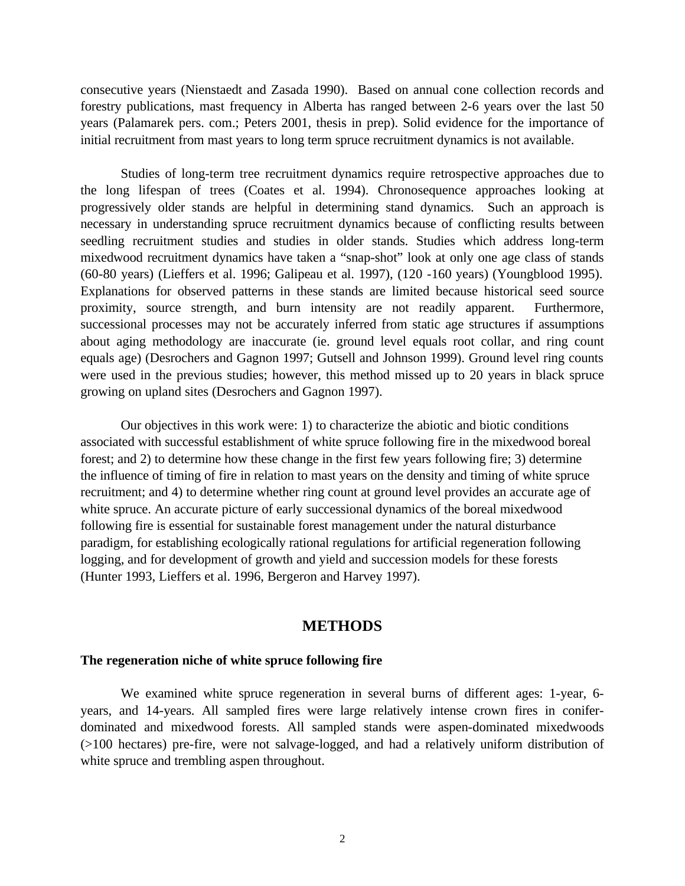consecutive years (Nienstaedt and Zasada 1990). Based on annual cone collection records and forestry publications, mast frequency in Alberta has ranged between 2-6 years over the last 50 years (Palamarek pers. com.; Peters 2001, thesis in prep). Solid evidence for the importance of initial recruitment from mast years to long term spruce recruitment dynamics is not available.

Studies of long-term tree recruitment dynamics require retrospective approaches due to the long lifespan of trees (Coates et al. 1994). Chronosequence approaches looking at progressively older stands are helpful in determining stand dynamics. Such an approach is necessary in understanding spruce recruitment dynamics because of conflicting results between seedling recruitment studies and studies in older stands. Studies which address long-term mixedwood recruitment dynamics have taken a "snap-shot" look at only one age class of stands (60-80 years) (Lieffers et al. 1996; Galipeau et al. 1997), (120 -160 years) (Youngblood 1995). Explanations for observed patterns in these stands are limited because historical seed source proximity, source strength, and burn intensity are not readily apparent. Furthermore, successional processes may not be accurately inferred from static age structures if assumptions about aging methodology are inaccurate (ie. ground level equals root collar, and ring count equals age) (Desrochers and Gagnon 1997; Gutsell and Johnson 1999). Ground level ring counts were used in the previous studies; however, this method missed up to 20 years in black spruce growing on upland sites (Desrochers and Gagnon 1997).

Our objectives in this work were: 1) to characterize the abiotic and biotic conditions associated with successful establishment of white spruce following fire in the mixedwood boreal forest; and 2) to determine how these change in the first few years following fire; 3) determine the influence of timing of fire in relation to mast years on the density and timing of white spruce recruitment; and 4) to determine whether ring count at ground level provides an accurate age of white spruce. An accurate picture of early successional dynamics of the boreal mixedwood following fire is essential for sustainable forest management under the natural disturbance paradigm, for establishing ecologically rational regulations for artificial regeneration following logging, and for development of growth and yield and succession models for these forests (Hunter 1993, Lieffers et al. 1996, Bergeron and Harvey 1997).

## METHODS

### The regeneration niche of white spruce following fire

We examined white spruce regeneration in several burns of different ages: 1-year, 6-years, and 14-years. All sampled fires were large relatively intense crown fires in conifer-dominated and mixedwood forests. All sampled stands were aspen-dominated mixedwoods (>100 hectares) pre-fire, were not salvage-logged, and had a relatively uniform distribution of white spruce and trembling aspen throughout.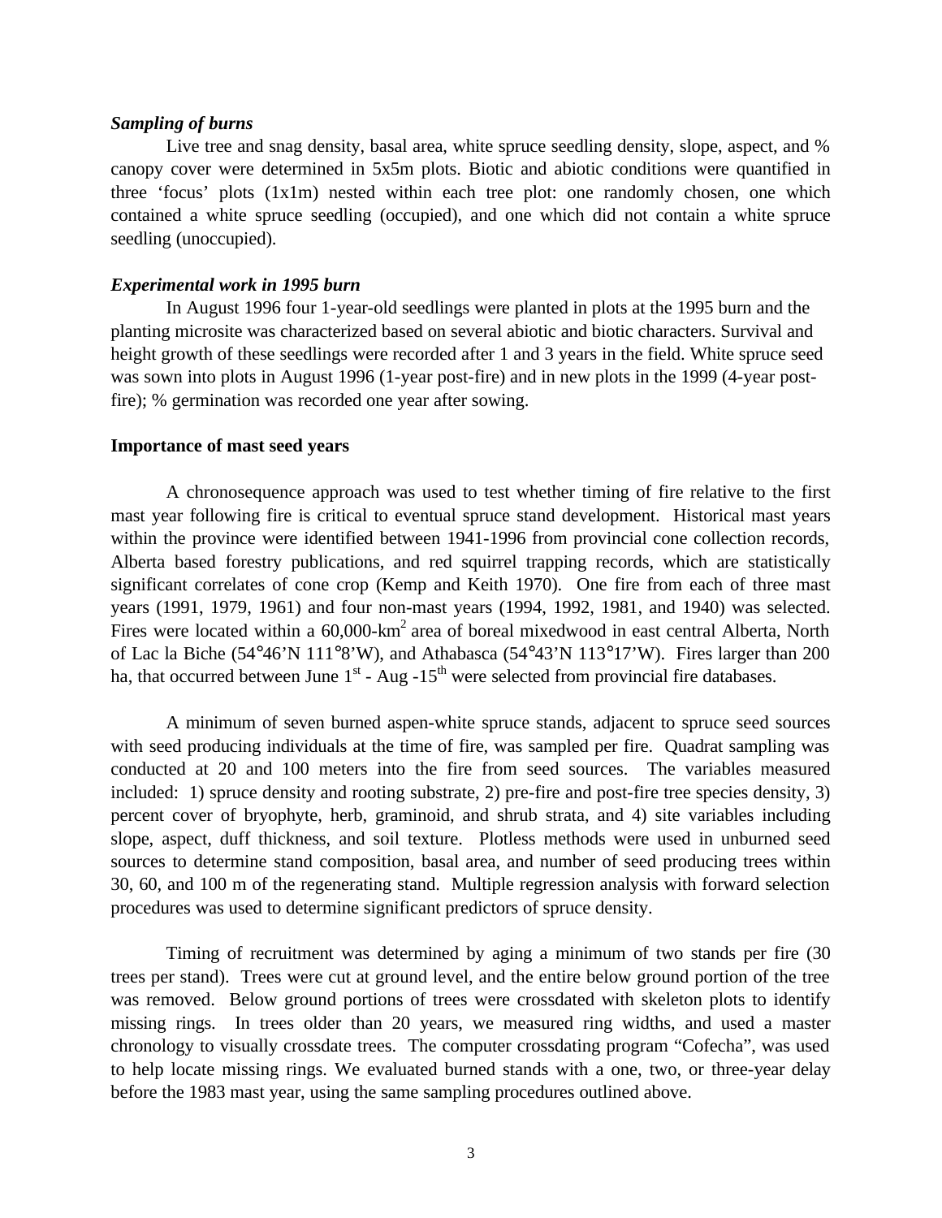***Sampling of burns***

Live tree and snag density, basal area, white spruce seedling density, slope, aspect, and % canopy cover were determined in 5x5m plots. Biotic and abiotic conditions were quantified in three 'focus' plots (1x1m) nested within each tree plot: one randomly chosen, one which contained a white spruce seedling (occupied), and one which did not contain a white spruce seedling (unoccupied).

***Experimental work in 1995 burn***

In August 1996 four 1-year-old seedlings were planted in plots at the 1995 burn and the planting microsite was characterized based on several abiotic and biotic characters. Survival and height growth of these seedlings were recorded after 1 and 3 years in the field. White spruce seed was sown into plots in August 1996 (1-year post-fire) and in new plots in the 1999 (4-year post-fire); % germination was recorded one year after sowing.

**Importance of mast seed years**

A chronosequence approach was used to test whether timing of fire relative to the first mast year following fire is critical to eventual spruce stand development. Historical mast years within the province were identified between 1941-1996 from provincial cone collection records, Alberta based forestry publications, and red squirrel trapping records, which are statistically significant correlates of cone crop (Kemp and Keith 1970). One fire from each of three mast years (1991, 1979, 1961) and four non-mast years (1994, 1992, 1981, and 1940) was selected. Fires were located within a 60,000-$km^2$ area of boreal mixedwood in east central Alberta, North of Lac la Biche (54°46'N 111°8'W), and Athabasca (54°43'N 113°17'W). Fires larger than 200 ha, that occurred between June 1st - Aug -15th were selected from provincial fire databases.

A minimum of seven burned aspen-white spruce stands, adjacent to spruce seed sources with seed producing individuals at the time of fire, was sampled per fire. Quadrat sampling was conducted at 20 and 100 meters into the fire from seed sources. The variables measured included: 1) spruce density and rooting substrate, 2) pre-fire and post-fire tree species density, 3) percent cover of bryophyte, herb, graminoid, and shrub strata, and 4) site variables including slope, aspect, duff thickness, and soil texture. Plotless methods were used in unburned seed sources to determine stand composition, basal area, and number of seed producing trees within 30, 60, and 100 m of the regenerating stand. Multiple regression analysis with forward selection procedures was used to determine significant predictors of spruce density.

Timing of recruitment was determined by aging a minimum of two stands per fire (30 trees per stand). Trees were cut at ground level, and the entire below ground portion of the tree was removed. Below ground portions of trees were crossdated with skeleton plots to identify missing rings. In trees older than 20 years, we measured ring widths, and used a master chronology to visually crossdate trees. The computer crossdating program "Cofecha", was used to help locate missing rings. We evaluated burned stands with a one, two, or three-year delay before the 1983 mast year, using the same sampling procedures outlined above.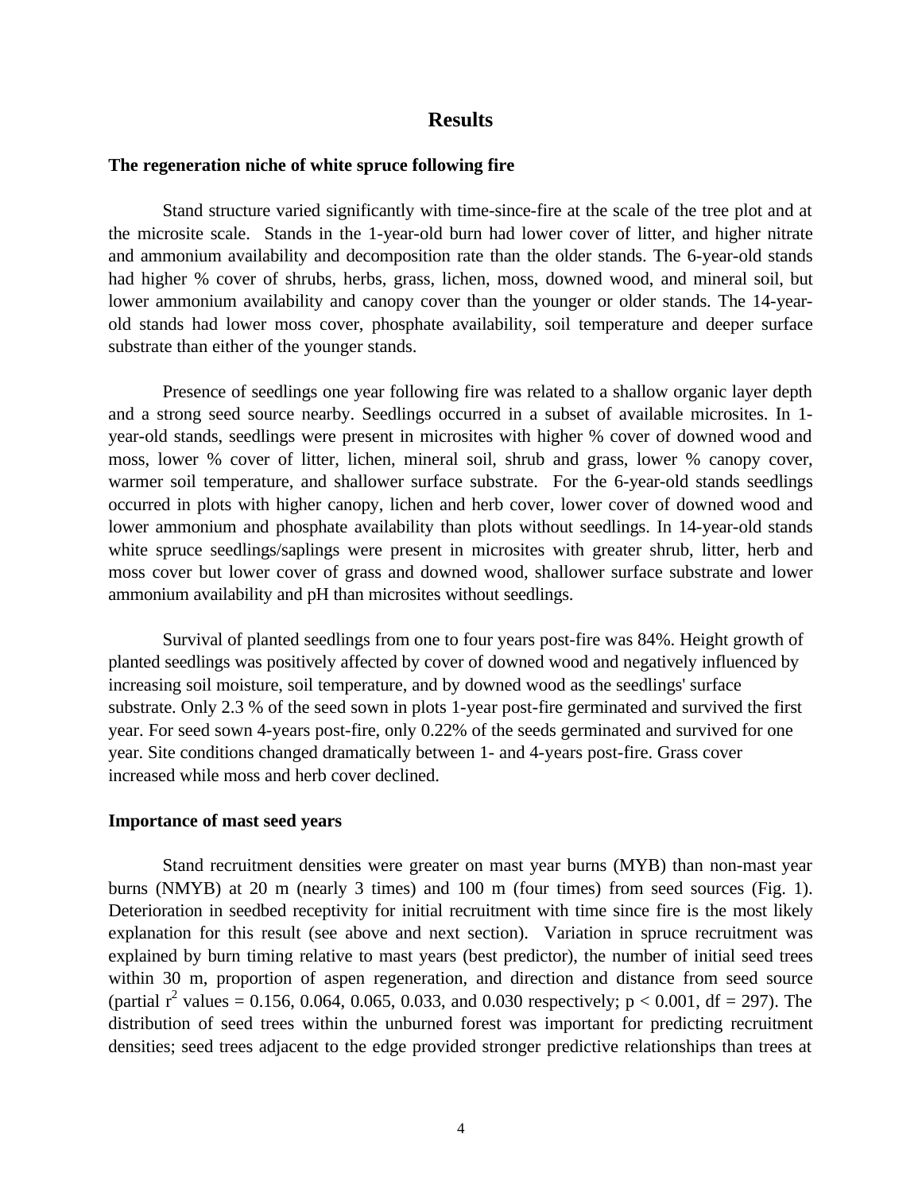# Results

## The regeneration niche of white spruce following fire

Stand structure varied significantly with time-since-fire at the scale of the tree plot and at the microsite scale. Stands in the 1-year-old burn had lower cover of litter, and higher nitrate and ammonium availability and decomposition rate than the older stands. The 6-year-old stands had higher % cover of shrubs, herbs, grass, lichen, moss, downed wood, and mineral soil, but lower ammonium availability and canopy cover than the younger or older stands. The 14-year-old stands had lower moss cover, phosphate availability, soil temperature and deeper surface substrate than either of the younger stands.

Presence of seedlings one year following fire was related to a shallow organic layer depth and a strong seed source nearby. Seedlings occurred in a subset of available microsites. In 1-year-old stands, seedlings were present in microsites with higher % cover of downed wood and moss, lower % cover of litter, lichen, mineral soil, shrub and grass, lower % canopy cover, warmer soil temperature, and shallower surface substrate. For the 6-year-old stands seedlings occurred in plots with higher canopy, lichen and herb cover, lower cover of downed wood and lower ammonium and phosphate availability than plots without seedlings. In 14-year-old stands white spruce seedlings/saplings were present in microsites with greater shrub, litter, herb and moss cover but lower cover of grass and downed wood, shallower surface substrate and lower ammonium availability and pH than microsites without seedlings.

Survival of planted seedlings from one to four years post-fire was 84%. Height growth of planted seedlings was positively affected by cover of downed wood and negatively influenced by increasing soil moisture, soil temperature, and by downed wood as the seedlings' surface substrate. Only 2.3 % of the seed sown in plots 1-year post-fire germinated and survived the first year. For seed sown 4-years post-fire, only 0.22% of the seeds germinated and survived for one year. Site conditions changed dramatically between 1- and 4-years post-fire. Grass cover increased while moss and herb cover declined.

## Importance of mast seed years

Stand recruitment densities were greater on mast year burns (MYB) than non-mast year burns (NMYB) at 20 m (nearly 3 times) and 100 m (four times) from seed sources (Fig. 1). Deterioration in seedbed receptivity for initial recruitment with time since fire is the most likely explanation for this result (see above and next section). Variation in spruce recruitment was explained by burn timing relative to mast years (best predictor), the number of initial seed trees within 30 m, proportion of aspen regeneration, and direction and distance from seed source (partial $r^2$ values = 0.156, 0.064, 0.065, 0.033, and 0.030 respectively; $p < 0.001$, df = 297). The distribution of seed trees within the unburned forest was important for predicting recruitment densities; seed trees adjacent to the edge provided stronger predictive relationships than trees at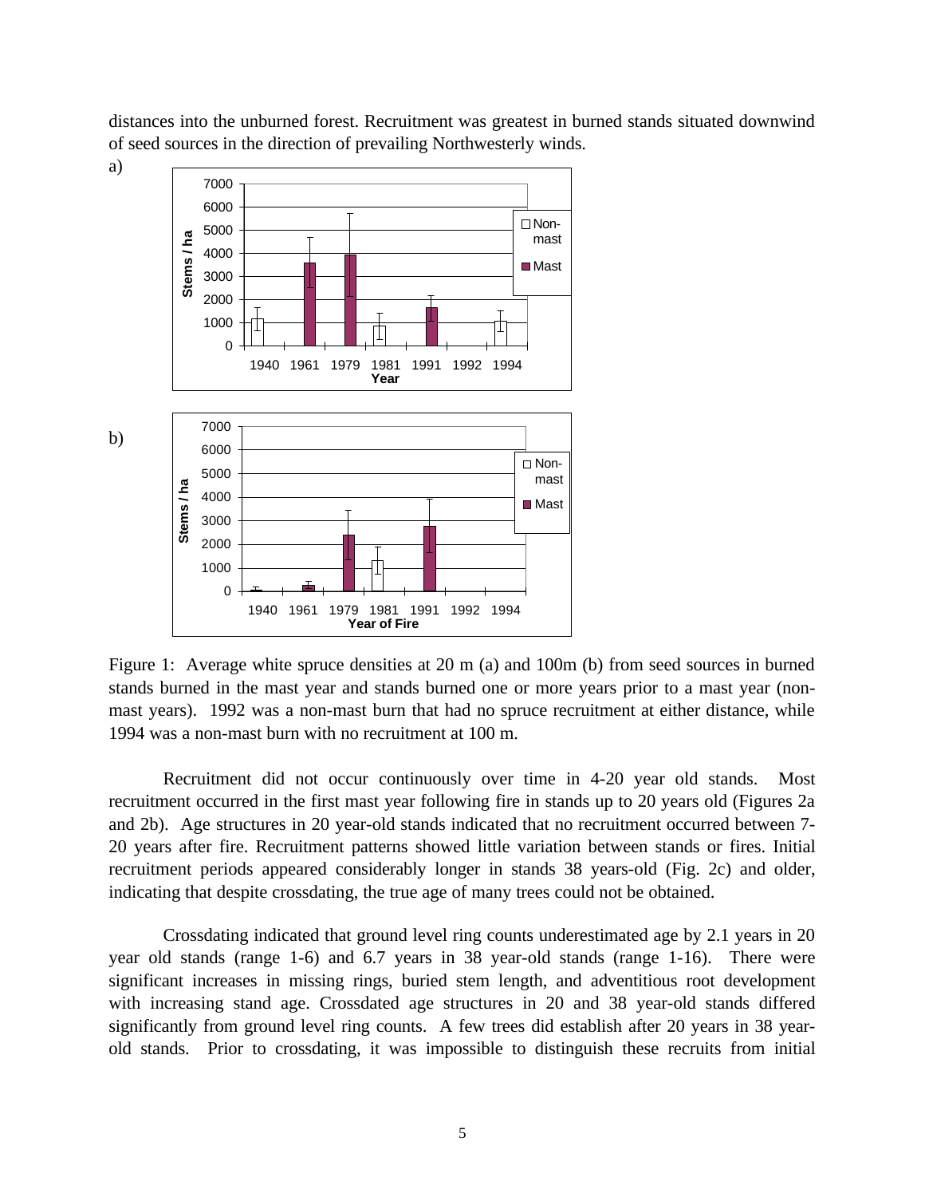distances into the unburned forest. Recruitment was greatest in burned stands situated downwind of seed sources in the direction of prevailing Northwesterly winds.

a)

b)

Figure 1: Average white spruce densities at 20 m (a) and 100m (b) from seed sources in burned stands burned in the mast year and stands burned one or more years prior to a mast year (non-mast years). 1992 was a non-mast burn that had no spruce recruitment at either distance, while 1994 was a non-mast burn with no recruitment at 100 m.

Recruitment did not occur continuously over time in 4-20 year old stands. Most recruitment occurred in the first mast year following fire in stands up to 20 years old (Figures 2a and 2b). Age structures in 20 year-old stands indicated that no recruitment occurred between 7-20 years after fire. Recruitment patterns showed little variation between stands or fires. Initial recruitment periods appeared considerably longer in stands 38 years-old (Fig. 2c) and older, indicating that despite crossdating, the true age of many trees could not be obtained.

Crossdating indicated that ground level ring counts underestimated age by 2.1 years in 20 year old stands (range 1-6) and 6.7 years in 38 year-old stands (range 1-16). There were significant increases in missing rings, buried stem length, and adventitious root development with increasing stand age. Crossdated age structures in 20 and 38 year-old stands differed significantly from ground level ring counts. A few trees did establish after 20 years in 38 year-old stands. Prior to crossdating, it was impossible to distinguish these recruits from initial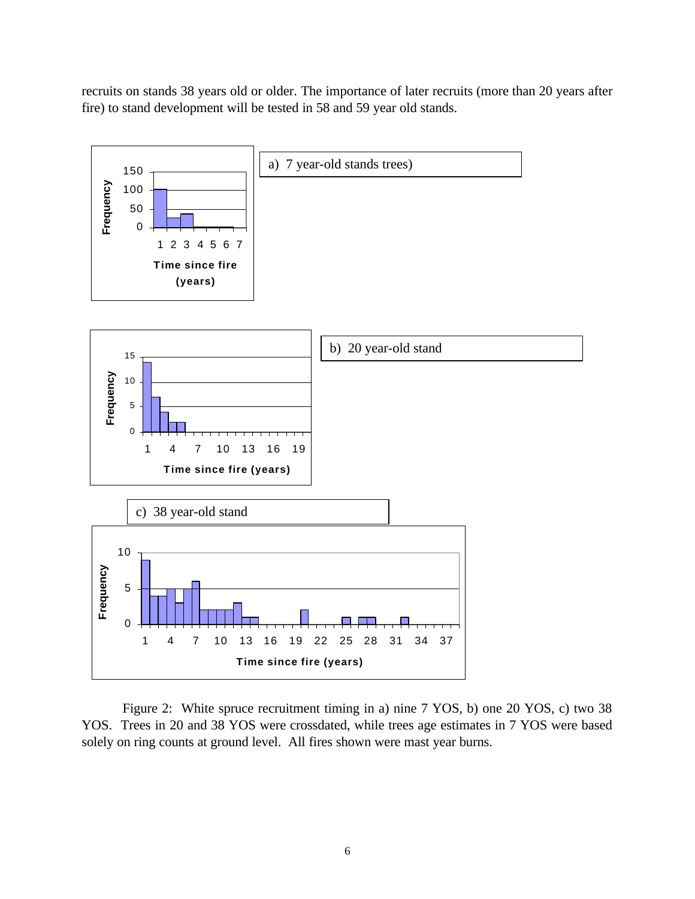recruits on stands 38 years old or older. The importance of later recruits (more than 20 years after fire) to stand development will be tested in 58 and 59 year old stands.

a) 7 year-old stands trees)

b) 20 year-old stand

c) 38 year-old stand

Figure 2: White spruce recruitment timing in a) nine 7 YOS, b) one 20 YOS, c) two 38 YOS. Trees in 20 and 38 YOS were crossdated, while trees age estimates in 7 YOS were based solely on ring counts at ground level. All fires shown were mast year burns.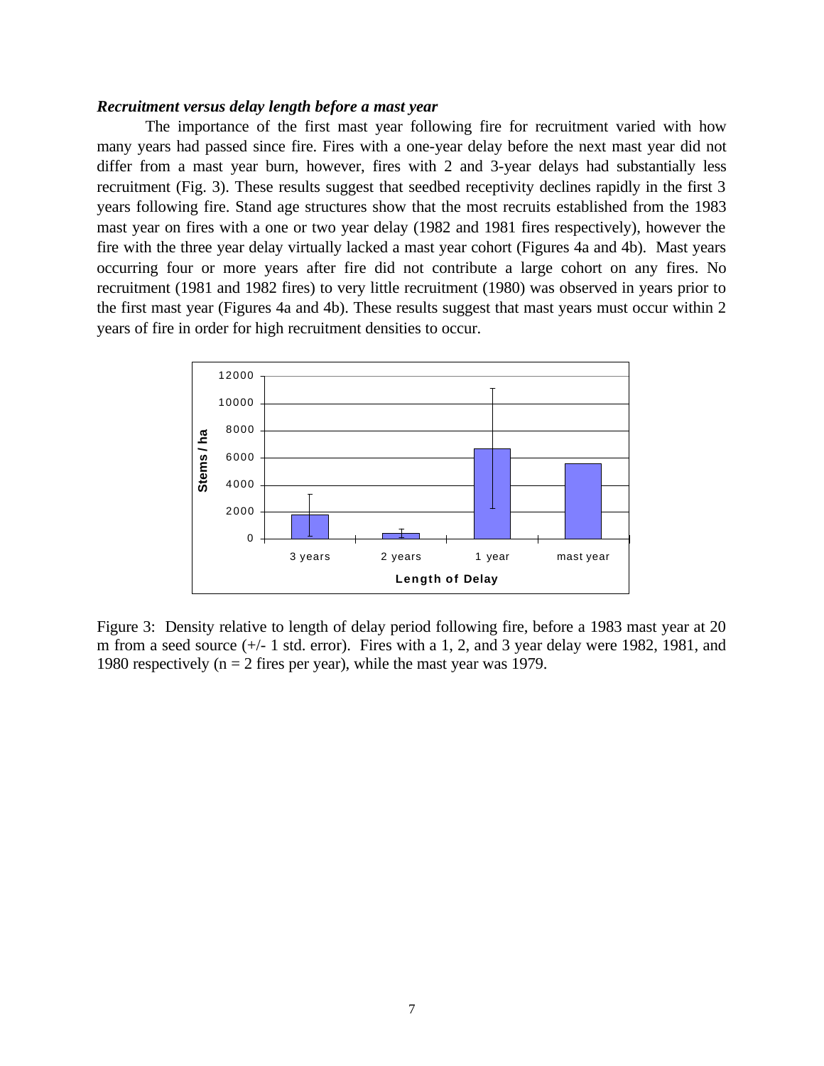***Recruitment versus delay length before a mast year***

The importance of the first mast year following fire for recruitment varied with how many years had passed since fire. Fires with a one-year delay before the next mast year did not differ from a mast year burn, however, fires with 2 and 3-year delays had substantially less recruitment (Fig. 3). These results suggest that seedbed receptivity declines rapidly in the first 3 years following fire. Stand age structures show that the most recruits established from the 1983 mast year on fires with a one or two year delay (1982 and 1981 fires respectively), however the fire with the three year delay virtually lacked a mast year cohort (Figures 4a and 4b). Mast years occurring four or more years after fire did not contribute a large cohort on any fires. No recruitment (1981 and 1982 fires) to very little recruitment (1980) was observed in years prior to the first mast year (Figures 4a and 4b). These results suggest that mast years must occur within 2 years of fire in order for high recruitment densities to occur.

Figure 3: Density relative to length of delay period following fire, before a 1983 mast year at 20 m from a seed source (+/- 1 std. error). Fires with a 1, 2, and 3 year delay were 1982, 1981, and 1980 respectively (n = 2 fires per year), while the mast year was 1979.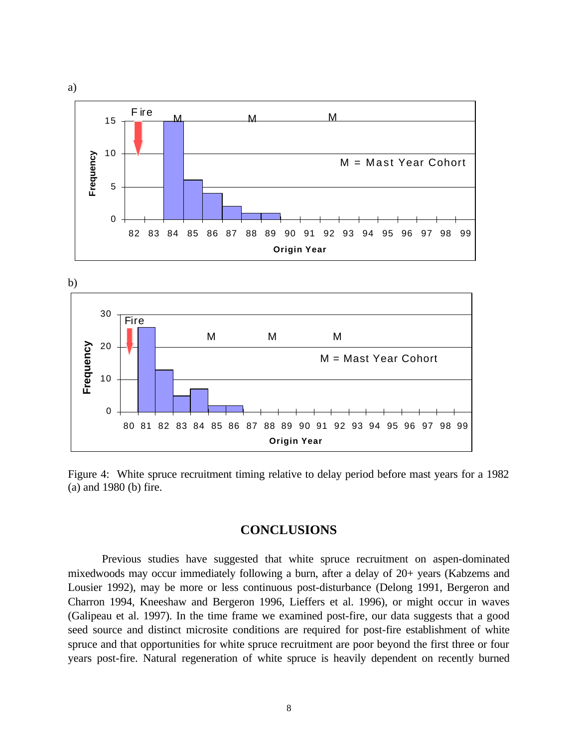a)

b)

Figure 4: White spruce recruitment timing relative to delay period before mast years for a 1982 (a) and 1980 (b) fire.

## CONCLUSIONS

Previous studies have suggested that white spruce recruitment on aspen-dominated mixedwoods may occur immediately following a burn, after a delay of 20+ years (Kabzems and Lousier 1992), may be more or less continuous post-disturbance (Delong 1991, Bergeron and Charron 1994, Kneeshaw and Bergeron 1996, Lieffers et al. 1996), or might occur in waves (Galipeau et al. 1997). In the time frame we examined post-fire, our data suggests that a good seed source and distinct microsite conditions are required for post-fire establishment of white spruce and that opportunities for white spruce recruitment are poor beyond the first three or four years post-fire. Natural regeneration of white spruce is heavily dependent on recently burned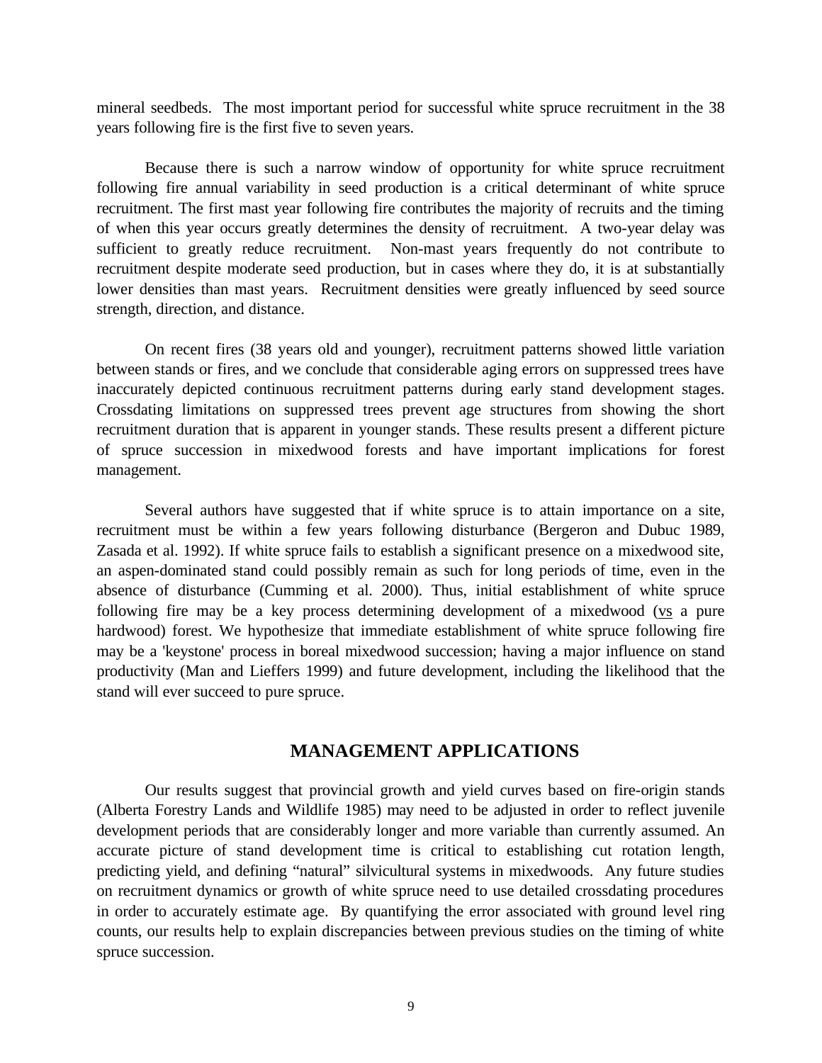mineral seedbeds. The most important period for successful white spruce recruitment in the 38 years following fire is the first five to seven years.

Because there is such a narrow window of opportunity for white spruce recruitment following fire annual variability in seed production is a critical determinant of white spruce recruitment. The first mast year following fire contributes the majority of recruits and the timing of when this year occurs greatly determines the density of recruitment. A two-year delay was sufficient to greatly reduce recruitment. Non-mast years frequently do not contribute to recruitment despite moderate seed production, but in cases where they do, it is at substantially lower densities than mast years. Recruitment densities were greatly influenced by seed source strength, direction, and distance.

On recent fires (38 years old and younger), recruitment patterns showed little variation between stands or fires, and we conclude that considerable aging errors on suppressed trees have inaccurately depicted continuous recruitment patterns during early stand development stages. Crossdating limitations on suppressed trees prevent age structures from showing the short recruitment duration that is apparent in younger stands. These results present a different picture of spruce succession in mixedwood forests and have important implications for forest management.

Several authors have suggested that if white spruce is to attain importance on a site, recruitment must be within a few years following disturbance (Bergeron and Dubuc 1989, Zasada et al. 1992). If white spruce fails to establish a significant presence on a mixedwood site, an aspen-dominated stand could possibly remain as such for long periods of time, even in the absence of disturbance (Cumming et al. 2000). Thus, initial establishment of white spruce following fire may be a key process determining development of a mixedwood (vs a pure hardwood) forest. We hypothesize that immediate establishment of white spruce following fire may be a 'keystone' process in boreal mixedwood succession; having a major influence on stand productivity (Man and Lieffers 1999) and future development, including the likelihood that the stand will ever succeed to pure spruce.

## MANAGEMENT APPLICATIONS

Our results suggest that provincial growth and yield curves based on fire-origin stands (Alberta Forestry Lands and Wildlife 1985) may need to be adjusted in order to reflect juvenile development periods that are considerably longer and more variable than currently assumed. An accurate picture of stand development time is critical to establishing cut rotation length, predicting yield, and defining "natural" silvicultural systems in mixedwoods. Any future studies on recruitment dynamics or growth of white spruce need to use detailed crossdating procedures in order to accurately estimate age. By quantifying the error associated with ground level ring counts, our results help to explain discrepancies between previous studies on the timing of white spruce succession.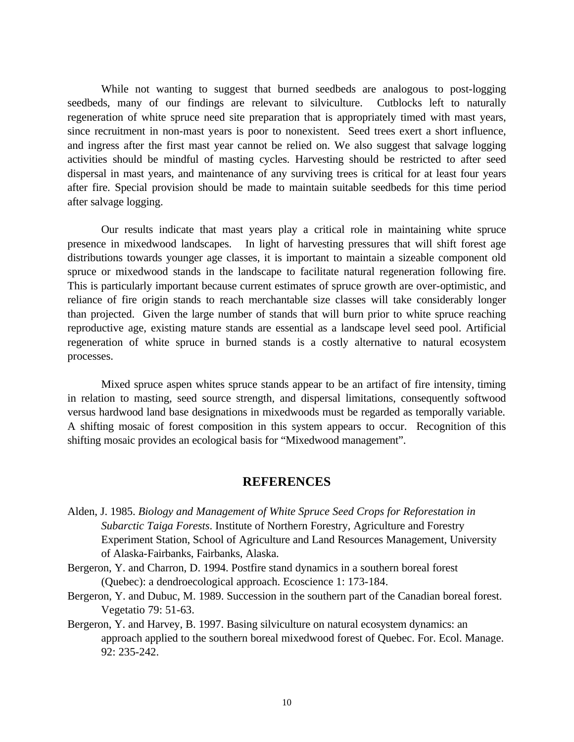While not wanting to suggest that burned seedbeds are analogous to post-logging seedbeds, many of our findings are relevant to silviculture. Cutblocks left to naturally regeneration of white spruce need site preparation that is appropriately timed with mast years, since recruitment in non-mast years is poor to nonexistent. Seed trees exert a short influence, and ingress after the first mast year cannot be relied on. We also suggest that salvage logging activities should be mindful of masting cycles. Harvesting should be restricted to after seed dispersal in mast years, and maintenance of any surviving trees is critical for at least four years after fire. Special provision should be made to maintain suitable seedbeds for this time period after salvage logging.

Our results indicate that mast years play a critical role in maintaining white spruce presence in mixedwood landscapes. In light of harvesting pressures that will shift forest age distributions towards younger age classes, it is important to maintain a sizeable component old spruce or mixedwood stands in the landscape to facilitate natural regeneration following fire. This is particularly important because current estimates of spruce growth are over-optimistic, and reliance of fire origin stands to reach merchantable size classes will take considerably longer than projected. Given the large number of stands that will burn prior to white spruce reaching reproductive age, existing mature stands are essential as a landscape level seed pool. Artificial regeneration of white spruce in burned stands is a costly alternative to natural ecosystem processes.

Mixed spruce aspen whites spruce stands appear to be an artifact of fire intensity, timing in relation to masting, seed source strength, and dispersal limitations, consequently softwood versus hardwood land base designations in mixedwoods must be regarded as temporally variable. A shifting mosaic of forest composition in this system appears to occur. Recognition of this shifting mosaic provides an ecological basis for “Mixedwood management”.

## REFERENCES

Alden, J. 1985. *Biology and Management of White Spruce Seed Crops for Reforestation in Subarctic Taiga Forests*. Institute of Northern Forestry, Agriculture and Forestry Experiment Station, School of Agriculture and Land Resources Management, University of Alaska-Fairbanks, Fairbanks, Alaska.

Bergeron, Y. and Charron, D. 1994. Postfire stand dynamics in a southern boreal forest (Quebec): a dendroecological approach. Ecoscience 1: 173-184.

Bergeron, Y. and Dubuc, M. 1989. Succession in the southern part of the Canadian boreal forest. Vegetatio 79: 51-63.

Bergeron, Y. and Harvey, B. 1997. Basing silviculture on natural ecosystem dynamics: an approach applied to the southern boreal mixedwood forest of Quebec. For. Ecol. Manage. 92: 235-242.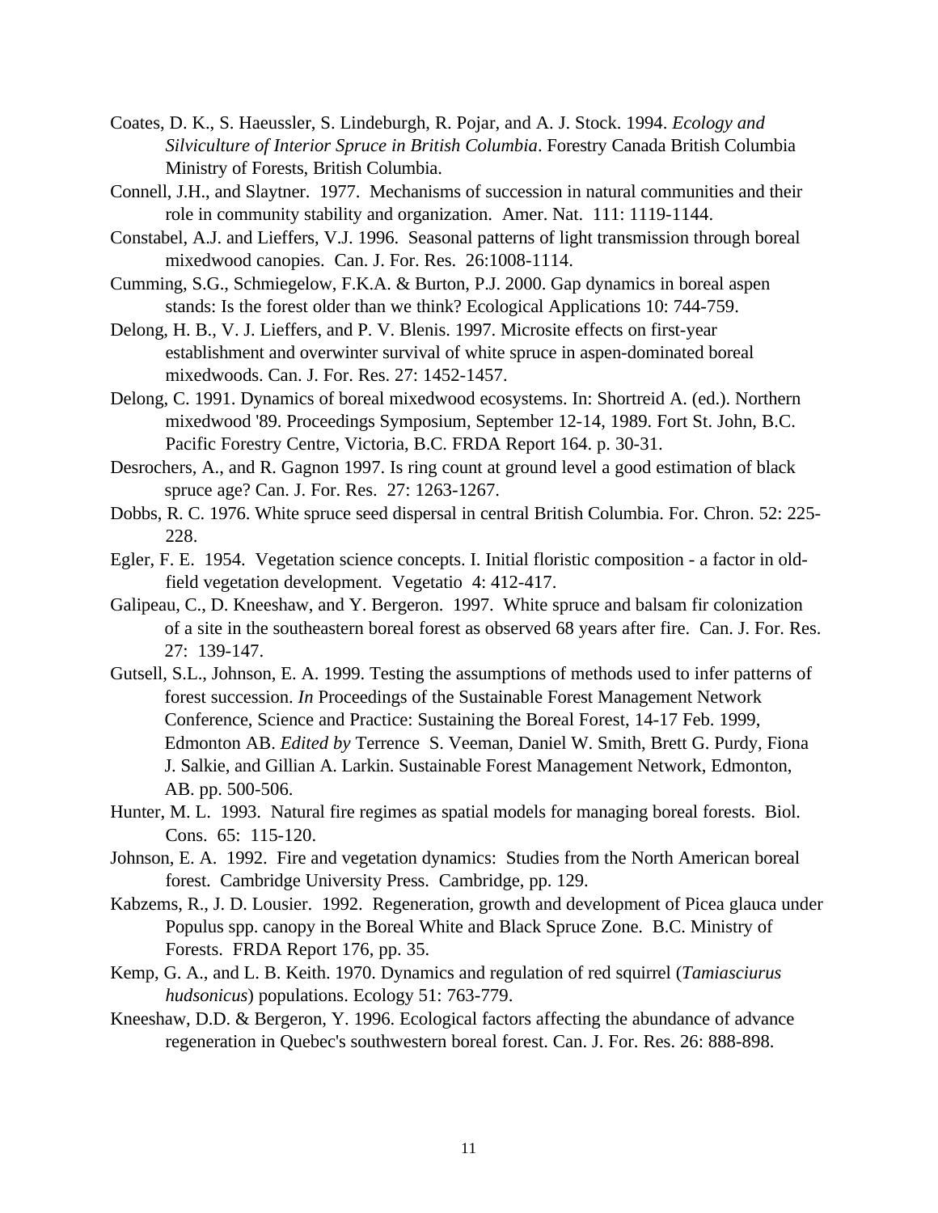Coates, D. K., S. Haeussler, S. Lindeburgh, R. Pojar, and A. J. Stock. 1994. *Ecology and Silviculture of Interior Spruce in British Columbia*. Forestry Canada British Columbia Ministry of Forests, British Columbia.

Connell, J.H., and Slaytner. 1977. Mechanisms of succession in natural communities and their role in community stability and organization. Amer. Nat. 111: 1119-1144.

Constabel, A.J. and Lieffers, V.J. 1996. Seasonal patterns of light transmission through boreal mixedwood canopies. Can. J. For. Res. 26:1008-1114.

Cumming, S.G., Schmiegelow, F.K.A. & Burton, P.J. 2000. Gap dynamics in boreal aspen stands: Is the forest older than we think? Ecological Applications 10: 744-759.

Delong, H. B., V. J. Lieffers, and P. V. Blenis. 1997. Microsite effects on first-year establishment and overwinter survival of white spruce in aspen-dominated boreal mixedwoods. Can. J. For. Res. 27: 1452-1457.

Delong, C. 1991. Dynamics of boreal mixedwood ecosystems. In: Shortreid A. (ed.). Northern mixedwood '89. Proceedings Symposium, September 12-14, 1989. Fort St. John, B.C. Pacific Forestry Centre, Victoria, B.C. FRDA Report 164. p. 30-31.

Desrochers, A., and R. Gagnon 1997. Is ring count at ground level a good estimation of black spruce age? Can. J. For. Res. 27: 1263-1267.

Dobbs, R. C. 1976. White spruce seed dispersal in central British Columbia. For. Chron. 52: 225-228.

Egler, F. E. 1954. Vegetation science concepts. I. Initial floristic composition - a factor in old-field vegetation development. Vegetatio 4: 412-417.

Galipeau, C., D. Kneeshaw, and Y. Bergeron. 1997. White spruce and balsam fir colonization of a site in the southeastern boreal forest as observed 68 years after fire. Can. J. For. Res. 27: 139-147.

Gutsell, S.L., Johnson, E. A. 1999. Testing the assumptions of methods used to infer patterns of forest succession. *In* Proceedings of the Sustainable Forest Management Network Conference, Science and Practice: Sustaining the Boreal Forest, 14-17 Feb. 1999, Edmonton AB. *Edited by* Terrence S. Veeman, Daniel W. Smith, Brett G. Purdy, Fiona J. Salkie, and Gillian A. Larkin. Sustainable Forest Management Network, Edmonton, AB. pp. 500-506.

Hunter, M. L. 1993. Natural fire regimes as spatial models for managing boreal forests. Biol. Cons. 65: 115-120.

Johnson, E. A. 1992. Fire and vegetation dynamics: Studies from the North American boreal forest. Cambridge University Press. Cambridge, pp. 129.

Kabzems, R., J. D. Lousier. 1992. Regeneration, growth and development of Picea glauca under Populus spp. canopy in the Boreal White and Black Spruce Zone. B.C. Ministry of Forests. FRDA Report 176, pp. 35.

Kemp, G. A., and L. B. Keith. 1970. Dynamics and regulation of red squirrel (*Tamiasciurus hudsonicus*) populations. Ecology 51: 763-779.

Kneeshaw, D.D. & Bergeron, Y. 1996. Ecological factors affecting the abundance of advance regeneration in Quebec's southwestern boreal forest. Can. J. For. Res. 26: 888-898.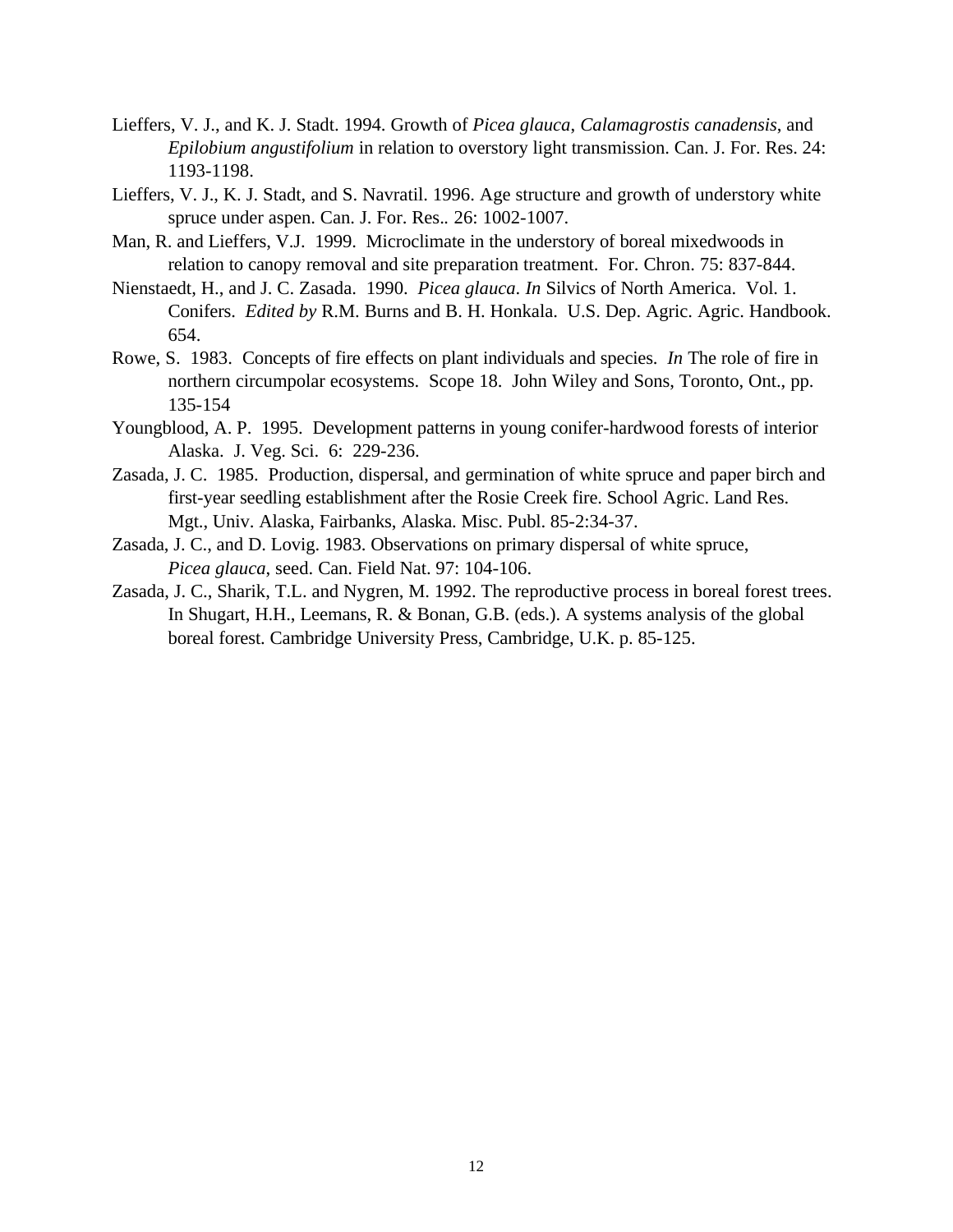Lieffers, V. J., and K. J. Stadt. 1994. Growth of *Picea glauca*, *Calamagrostis canadensis*, and *Epilobium angustifolium* in relation to overstory light transmission. Can. J. For. Res. 24: 1193-1198.

Lieffers, V. J., K. J. Stadt, and S. Navratil. 1996. Age structure and growth of understory white spruce under aspen. Can. J. For. Res.. 26: 1002-1007.

Man, R. and Lieffers, V.J. 1999. Microclimate in the understory of boreal mixedwoods in relation to canopy removal and site preparation treatment. For. Chron. 75: 837-844.

Nienstaedt, H., and J. C. Zasada. 1990. *Picea glauca*. *In* Silvics of North America. Vol. 1. Conifers. *Edited by* R.M. Burns and B. H. Honkala. U.S. Dep. Agric. Agric. Handbook. 654.

Rowe, S. 1983. Concepts of fire effects on plant individuals and species. *In* The role of fire in northern circumpolar ecosystems. Scope 18. John Wiley and Sons, Toronto, Ont., pp. 135-154

Youngblood, A. P. 1995. Development patterns in young conifer-hardwood forests of interior Alaska. J. Veg. Sci. 6: 229-236.

Zasada, J. C. 1985. Production, dispersal, and germination of white spruce and paper birch and first-year seedling establishment after the Rosie Creek fire. School Agric. Land Res. Mgt., Univ. Alaska, Fairbanks, Alaska. Misc. Publ. 85-2:34-37.

Zasada, J. C., and D. Lovig. 1983. Observations on primary dispersal of white spruce, *Picea glauca*, seed. Can. Field Nat. 97: 104-106.

Zasada, J. C., Sharik, T.L. and Nygren, M. 1992. The reproductive process in boreal forest trees. In Shugart, H.H., Leemans, R. & Bonan, G.B. (eds.). A systems analysis of the global boreal forest. Cambridge University Press, Cambridge, U.K. p. 85-125.